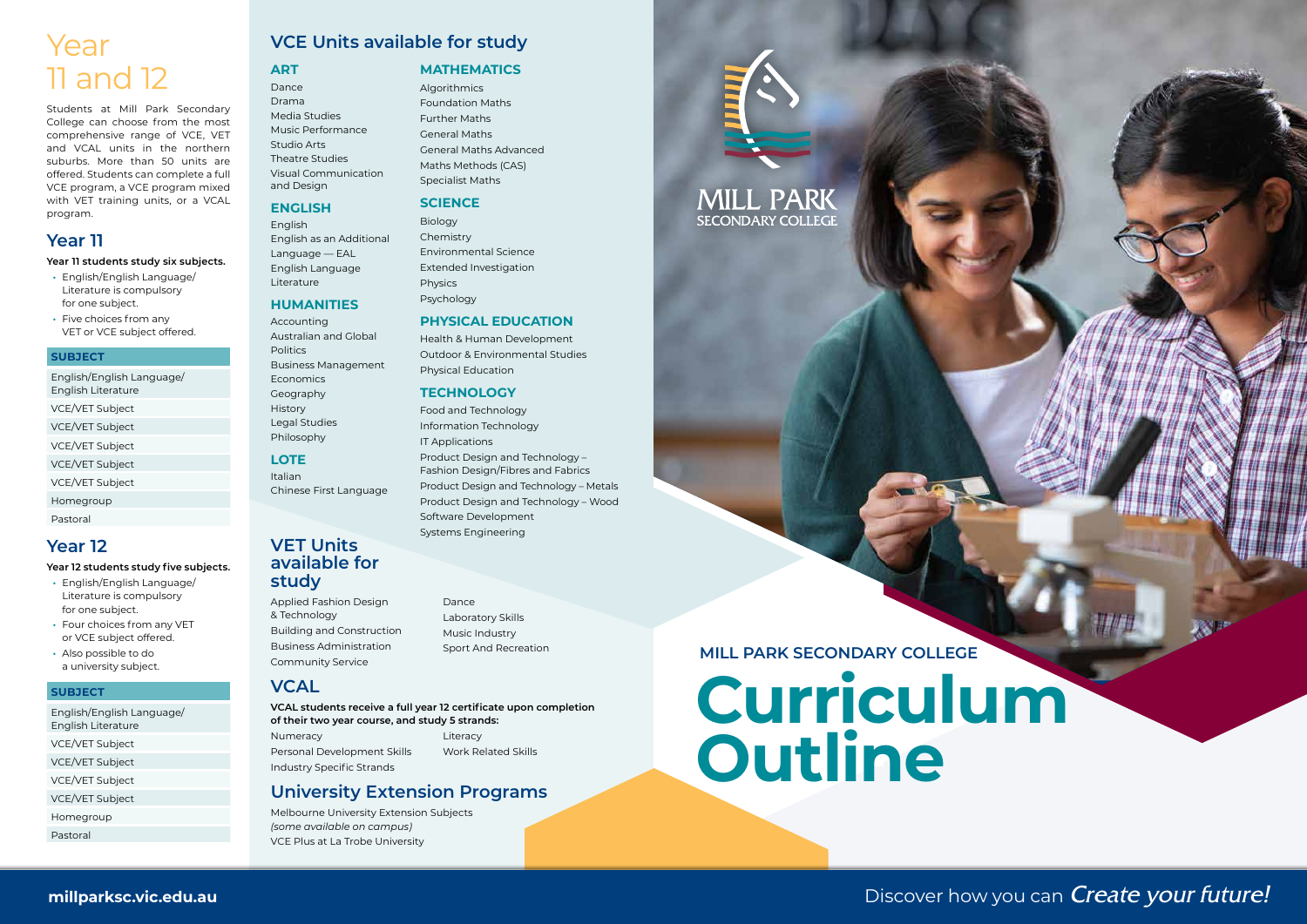# Year 11 and 12

Students at Mill Park Secondary College can choose from the most comprehensive range of VCE, VET and VCAL units in the northern suburbs. More than 50 units are offered. Students can complete a full VCE program, a VCE program mixed with VET training units, or a VCAL program.

## Year 11

**Year 11 students study six subjects.**

- English/English Language/ Literature is compulsory for one subject.
- Five choices from any VET or VCE subject offered.

| SUBJECT |
|---|
| English/English Language/ English Literature |
| VCE/VET Subject |
| VCE/VET Subject |
| VCE/VET Subject |
| VCE/VET Subject |
| VCE/VET Subject |
| Homegroup |
| Pastoral |

## Year 12

**Year 12 students study five subjects.**

- English/English Language/ Literature is compulsory for one subject.
- Four choices from any VET or VCE subject offered.
- Also possible to do a university subject.

| SUBJECT |
|---|
| English/English Language/ English Literature |
| VCE/VET Subject |
| VCE/VET Subject |
| VCE/VET Subject |
| VCE/VET Subject |
| Homegroup |
| Pastoral |

## VCE Units available for study

### ART
Dance
Drama
Media Studies
Music Performance
Studio Arts
Theatre Studies
Visual Communication and Design

### ENGLISH
English
English as an Additional Language — EAL
English Language
Literature

### HUMANITIES
Accounting
Australian and Global Politics
Business Management
Economics
Geography
History
Legal Studies
Philosophy

### LOTE
Italian
Chinese First Language

### MATHEMATICS
Algorithmics
Foundation Maths
Further Maths
General Maths
General Maths Advanced
Maths Methods (CAS)
Specialist Maths

### SCIENCE
Biology
Chemistry
Environmental Science
Extended Investigation
Physics
Psychology

### PHYSICAL EDUCATION
Health & Human Development
Outdoor & Environmental Studies
Physical Education

### TECHNOLOGY
Food and Technology
Information Technology
IT Applications
Product Design and Technology – Fashion Design/Fibres and Fabrics
Product Design and Technology – Metals
Product Design and Technology – Wood
Software Development
Systems Engineering

## VET Units available for study

Applied Fashion Design & Technology
Building and Construction
Business Administration
Community Service
Dance
Laboratory Skills
Music Industry
Sport And Recreation

## VCAL

**VCAL students receive a full year 12 certificate upon completion of their two year course, and study 5 strands:**

Numeracy
Personal Development Skills
Industry Specific Strands
Literacy
Work Related Skills

## University Extension Programs

Melbourne University Extension Subjects
*(some available on campus)*
VCE Plus at La Trobe University

MILL PARK SECONDARY COLLEGE

**MILL PARK SECONDARY COLLEGE**

# Curriculum Outline

millparksc.vic.edu.au

Discover how you can *Create your future!*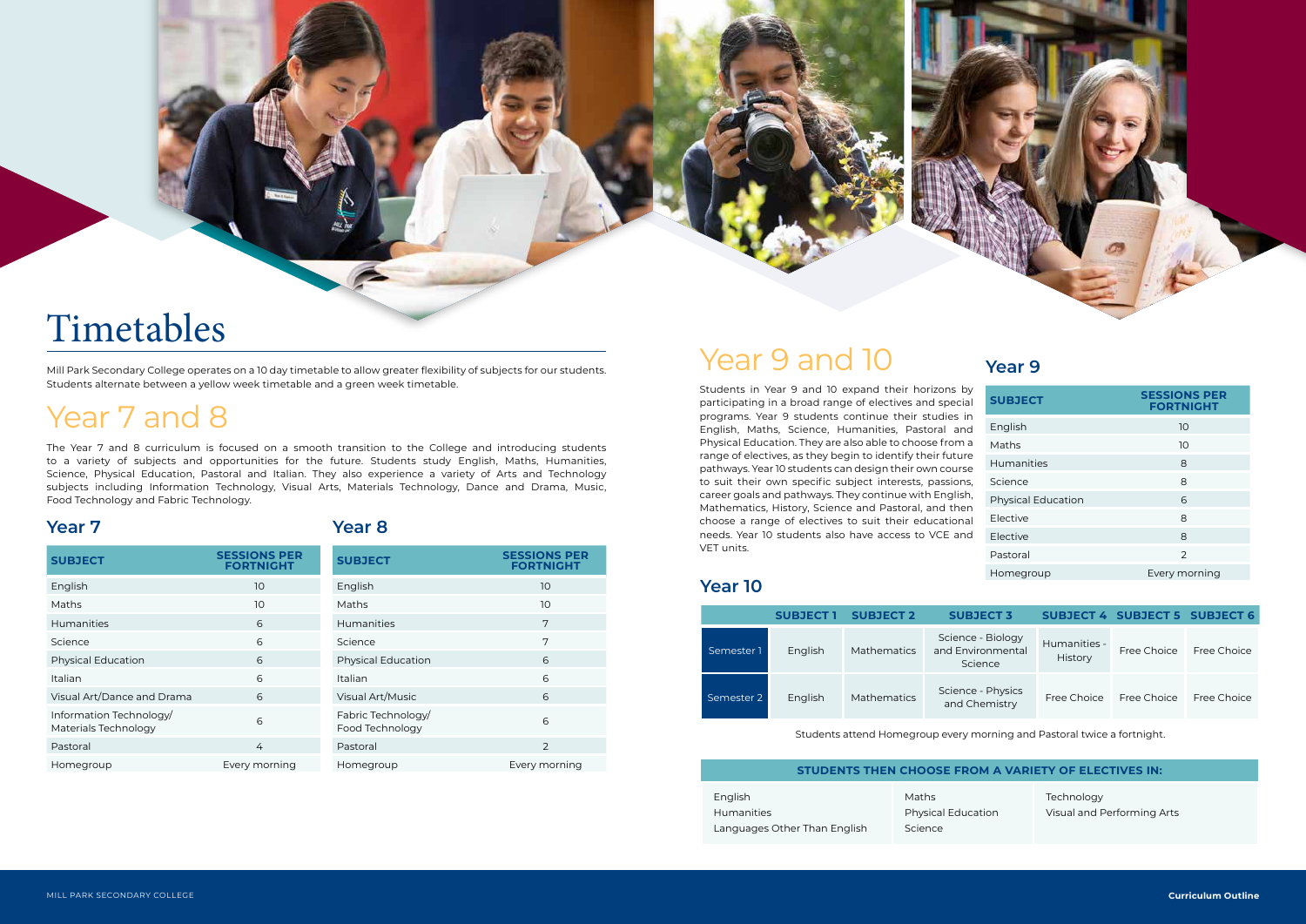# Timetables

Mill Park Secondary College operates on a 10 day timetable to allow greater flexibility of subjects for our students. Students alternate between a yellow week timetable and a green week timetable.

## Year 7 and 8

The Year 7 and 8 curriculum is focused on a smooth transition to the College and introducing students to a variety of subjects and opportunities for the future. Students study English, Maths, Humanities, Science, Physical Education, Pastoral and Italian. They also experience a variety of Arts and Technology subjects including Information Technology, Visual Arts, Materials Technology, Dance and Drama, Music, Food Technology and Fabric Technology.

### Year 7

| SUBJECT | SESSIONS PER FORTNIGHT |
| --- | --- |
| English | 10 |
| Maths | 10 |
| Humanities | 6 |
| Science | 6 |
| Physical Education | 6 |
| Italian | 6 |
| Visual Art/Dance and Drama | 6 |
| Information Technology/ Materials Technology | 6 |
| Pastoral | 4 |
| Homegroup | Every morning |

### Year 8

| SUBJECT | SESSIONS PER FORTNIGHT |
| --- | --- |
| English | 10 |
| Maths | 10 |
| Humanities | 7 |
| Science | 7 |
| Physical Education | 6 |
| Italian | 6 |
| Visual Art/Music | 6 |
| Fabric Technology/ Food Technology | 6 |
| Pastoral | 2 |
| Homegroup | Every morning |

## Year 9 and 10

Students in Year 9 and 10 expand their horizons by participating in a broad range of electives and special programs. Year 9 students continue their studies in English, Maths, Science, Humanities, Pastoral and Physical Education. They are also able to choose from a range of electives, as they begin to identify their future pathways. Year 10 students can design their own course to suit their own specific subject interests, passions, career goals and pathways. They continue with English, Mathematics, History, Science and Pastoral, and then choose a range of electives to suit their educational needs. Year 10 students also have access to VCE and VET units.

### Year 9

| SUBJECT | SESSIONS PER FORTNIGHT |
| --- | --- |
| English | 10 |
| Maths | 10 |
| Humanities | 8 |
| Science | 8 |
| Physical Education | 6 |
| Elective | 8 |
| Elective | 8 |
| Pastoral | 2 |
| Homegroup | Every morning |

### Year 10

| | SUBJECT 1 | SUBJECT 2 | SUBJECT 3 | SUBJECT 4 | SUBJECT 5 | SUBJECT 6 |
| --- | --- | --- | --- | --- | --- | --- |
| Semester 1 | English | Mathematics | Science - Biology and Environmental Science | Humanities - History | Free Choice | Free Choice |
| Semester 2 | English | Mathematics | Science - Physics and Chemistry | Free Choice | Free Choice | Free Choice |

Students attend Homegroup every morning and Pastoral twice a fortnight.

| STUDENTS THEN CHOOSE FROM A VARIETY OF ELECTIVES IN: | | |
| --- | --- | --- |
| English | Maths | Technology |
| Humanities | Physical Education | Visual and Performing Arts |
| Languages Other Than English | Science | |